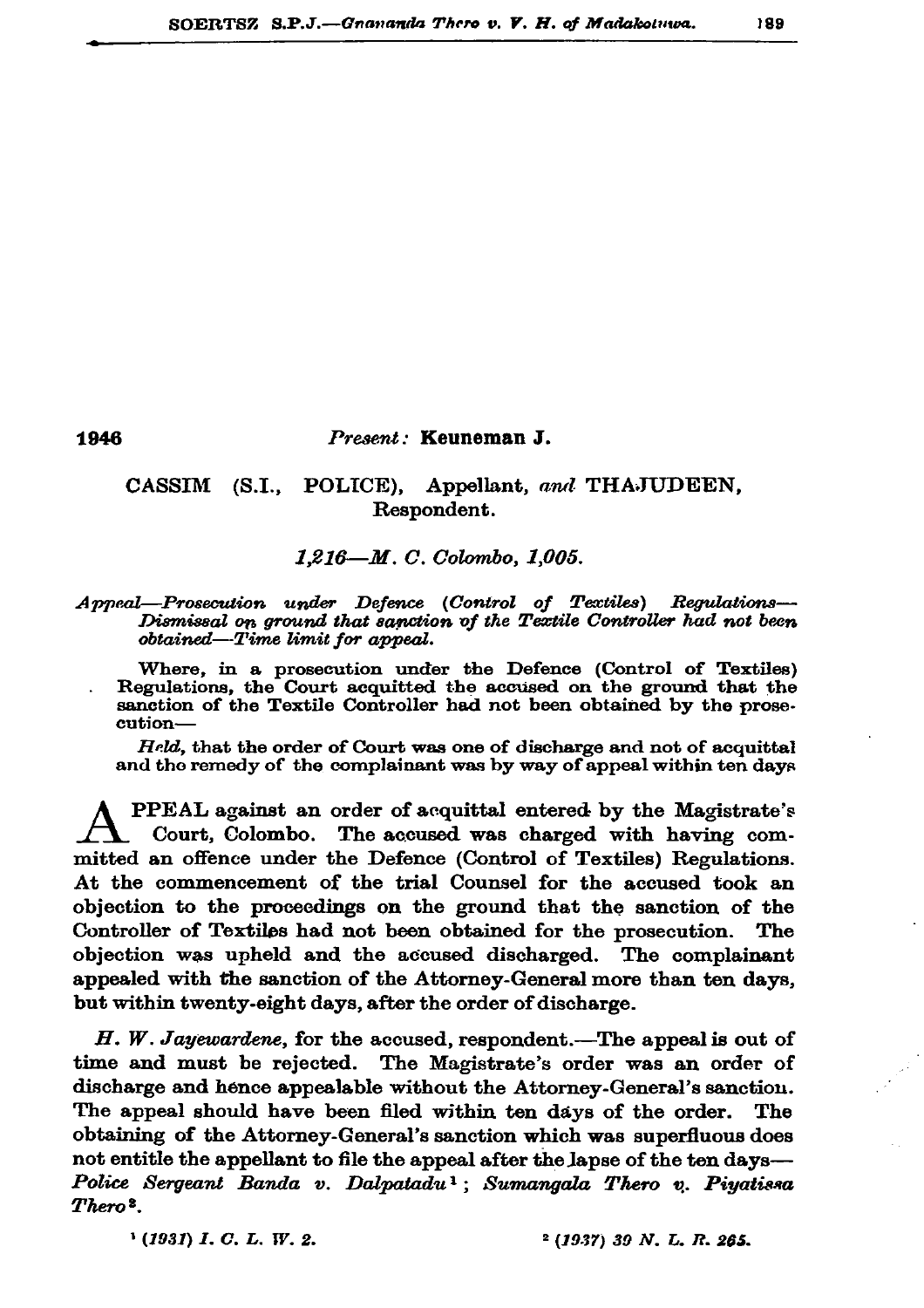1946 *Present:* **Keuneman J.**

CASSIM (S.I., POLICE), Appellant, *and* THAJUDEEN, Respondent.

*1,216—M. C. Colombo, 1,005.*

*Appeal—Prosecution under Defence (Control of Textiles) Regulations—Dismissal on ground that sanction of the Textile Controller had not been obtained—Time limit for appeal.*

Where, in a prosecution under the Defence (Control of Textiles) Regulations, the Court acquitted the accused on the ground that the sanction of the Textile Controller had not been obtained by the prosecution—

*Held*, that the order of Court was one of discharge and not of acquittal and the remedy of the complainant was by way of appeal within ten days

APPEAL against an order of acquittal entered by the Magistrate's Court, Colombo. The accused was charged with having committed an offence under the Defence (Control of Textiles) Regulations. At the commencement of the trial Counsel for the accused took an objection to the proceedings on the ground that the sanction of the Controller of Textiles had not been obtained for the prosecution. The objection was upheld and the accused discharged. The complainant appealed with the sanction of the Attorney-General more than ten days, but within twenty-eight days, after the order of discharge.

*H. W. Jayewardene*, for the accused, respondent.—The appeal is out of time and must be rejected. The Magistrate's order was an order of discharge and hence appealable without the Attorney-General's sanction. The appeal should have been filed within ten days of the order. The obtaining of the Attorney-General's sanction which was superfluous does not entitle the appellant to file the appeal after the lapse of the ten days—*Police Sergeant Banda v. Dalpatadu* [1]; *Sumangala Thero v. Piyatissa Thero* [2].

[1] *(1931) I. C. L. W. 2.*

[2] *(1937) 39 N. L. R. 265.*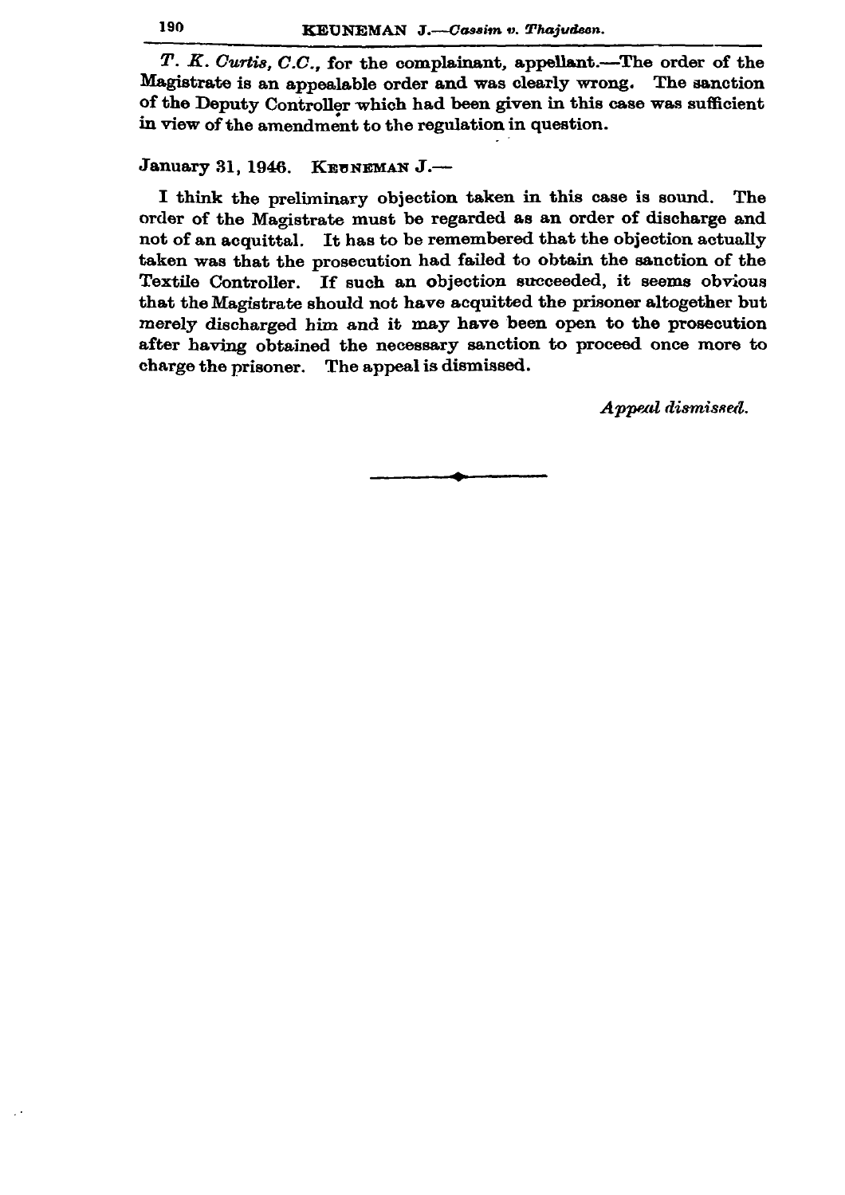*T. K. Curtis, C.C.*, for the complainant, appellant.—The order of the Magistrate is an appealable order and was clearly wrong. The sanction of the Deputy Controller which had been given in this case was sufficient in view of the amendment to the regulation in question.

January 31, 1946. KEUNEMAN J.—

I think the preliminary objection taken in this case is sound. The order of the Magistrate must be regarded as an order of discharge and not of an acquittal. It has to be remembered that the objection actually taken was that the prosecution had failed to obtain the sanction of the Textile Controller. If such an objection succeeded, it seems obvious that the Magistrate should not have acquitted the prisoner altogether but merely discharged him and it may have been open to the prosecution after having obtained the necessary sanction to proceed once more to charge the prisoner. The appeal is dismissed.

*Appeal dismissed.*